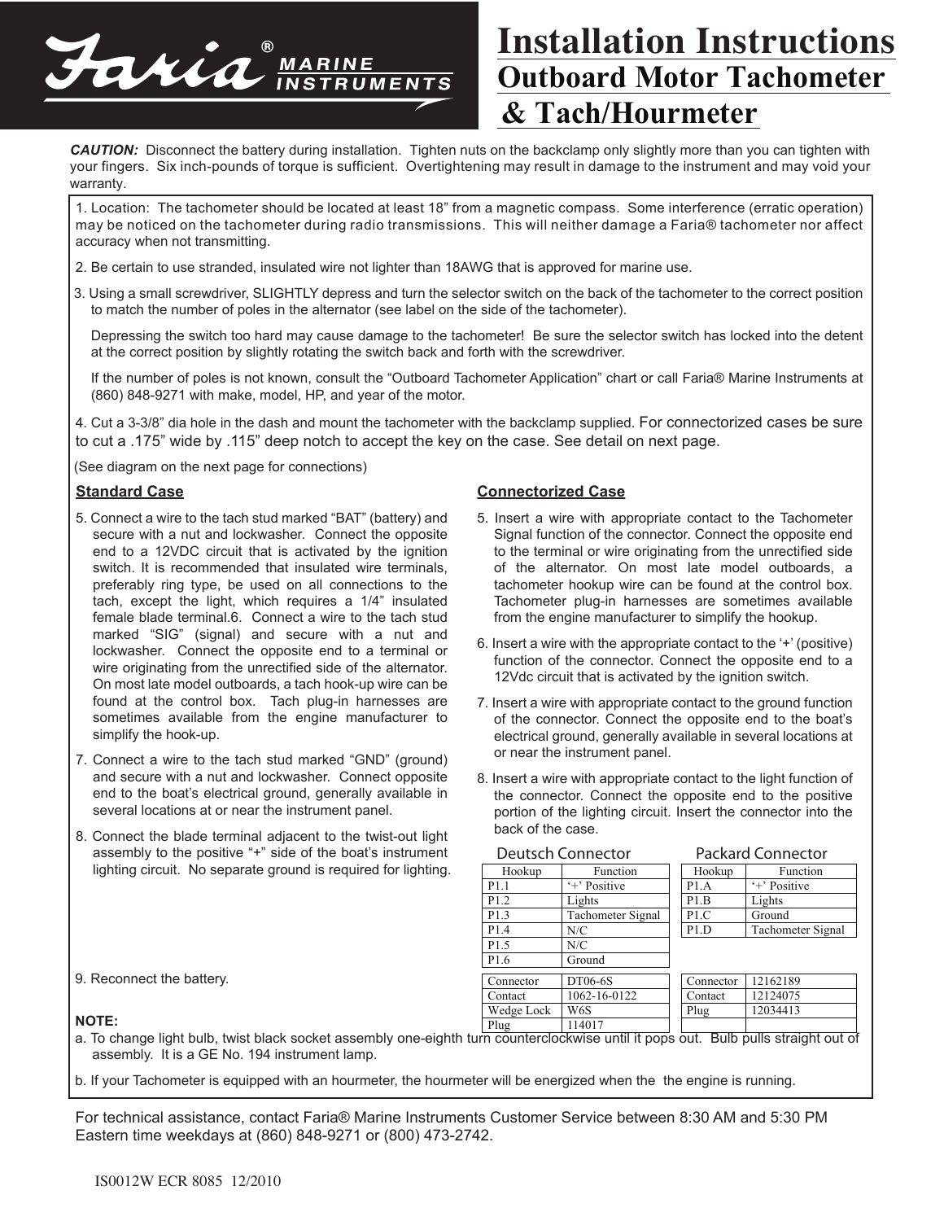Faria® MARINE INSTRUMENTS

# Installation Instructions

## Outboard Motor Tachometer & Tach/Hourmeter

***CAUTION:*** Disconnect the battery during installation. Tighten nuts on the backclamp only slightly more than you can tighten with your fingers. Six inch-pounds of torque is sufficient. Overtightening may result in damage to the instrument and may void your warranty.

1. Location: The tachometer should be located at least 18" from a magnetic compass. Some interference (erratic operation) may be noticed on the tachometer during radio transmissions. This will neither damage a Faria® tachometer nor affect accuracy when not transmitting.

2. Be certain to use stranded, insulated wire not lighter than 18AWG that is approved for marine use.

3. Using a small screwdriver, SLIGHTLY depress and turn the selector switch on the back of the tachometer to the correct position to match the number of poles in the alternator (see label on the side of the tachometer).

   Depressing the switch too hard may cause damage to the tachometer! Be sure the selector switch has locked into the detent at the correct position by slightly rotating the switch back and forth with the screwdriver.

   If the number of poles is not known, consult the "Outboard Tachometer Application" chart or call Faria® Marine Instruments at (860) 848-9271 with make, model, HP, and year of the motor.

4. Cut a 3-3/8" dia hole in the dash and mount the tachometer with the backclamp supplied. For connectorized cases be sure to cut a .175" wide by .115" deep notch to accept the key on the case. See detail on next page.

(See diagram on the next page for connections)

### Standard Case

5. Connect a wire to the tach stud marked "BAT" (battery) and secure with a nut and lockwasher. Connect the opposite end to a 12VDC circuit that is activated by the ignition switch. It is recommended that insulated wire terminals, preferably ring type, be used on all connections to the tach, except the light, which requires a 1/4" insulated female blade terminal.6. Connect a wire to the tach stud marked "SIG" (signal) and secure with a nut and lockwasher. Connect the opposite end to a terminal or wire originating from the unrectified side of the alternator. On most late model outboards, a tach hook-up wire can be found at the control box. Tach plug-in harnesses are sometimes available from the engine manufacturer to simplify the hook-up.

7. Connect a wire to the tach stud marked "GND" (ground) and secure with a nut and lockwasher. Connect opposite end to the boat's electrical ground, generally available in several locations at or near the instrument panel.

8. Connect the blade terminal adjacent to the twist-out light assembly to the positive "+" side of the boat's instrument lighting circuit. No separate ground is required for lighting.

### Connectorized Case

5. Insert a wire with appropriate contact to the Tachometer Signal function of the connector. Connect the opposite end to the terminal or wire originating from the unrectified side of the alternator. On most late model outboards, a tachometer hookup wire can be found at the control box. Tachometer plug-in harnesses are sometimes available from the engine manufacturer to simplify the hookup.

6. Insert a wire with the appropriate contact to the '+' (positive) function of the connector. Connect the opposite end to a 12Vdc circuit that is activated by the ignition switch.

7. Insert a wire with appropriate contact to the ground function of the connector. Connect the opposite end to the boat's electrical ground, generally available in several locations at or near the instrument panel.

8. Insert a wire with appropriate contact to the light function of the connector. Connect the opposite end to the positive portion of the lighting circuit. Insert the connector into the back of the case.

**Deutsch Connector**

| Hookup | Function |
|---|---|
| P1.1 | '+' Positive |
| P1.2 | Lights |
| P1.3 | Tachometer Signal |
| P1.4 | N/C |
| P1.5 | N/C |
| P1.6 | Ground |

| | |
|---|---|
| Connector | DT06-6S |
| Contact | 1062-16-0122 |
| Wedge Lock | W6S |
| Plug | 114017 |

**Packard Connector**

| Hookup | Function |
|---|---|
| P1.A | '+' Positive |
| P1.B | Lights |
| P1.C | Ground |
| P1.D | Tachometer Signal |

| | |
|---|---|
| Connector | 12162189 |
| Contact | 12124075 |
| Plug | 12034413 |

9. Reconnect the battery.

**NOTE:**

a. To change light bulb, twist black socket assembly one-eighth turn counterclockwise until it pops out. Bulb pulls straight out of assembly. It is a GE No. 194 instrument lamp.

b. If your Tachometer is equipped with an hourmeter, the hourmeter will be energized when the the engine is running.

For technical assistance, contact Faria® Marine Instruments Customer Service between 8:30 AM and 5:30 PM Eastern time weekdays at (860) 848-9271 or (800) 473-2742.

IS0012W ECR 8085 12/2010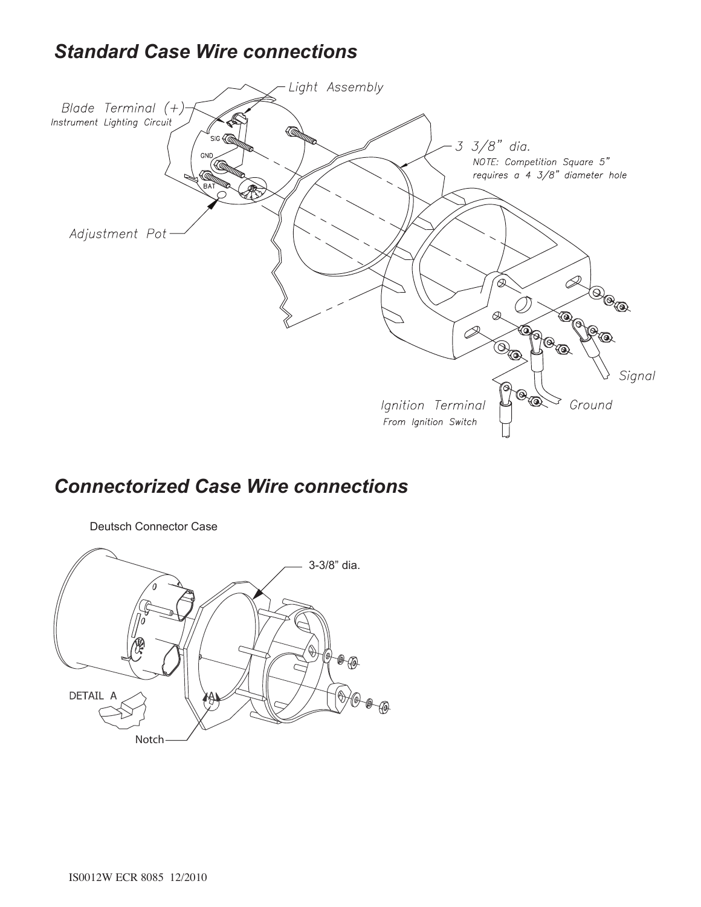## *Standard Case Wire connections*

Light Assembly

Blade Terminal (+)
Instrument Lighting Circuit

SIG

GND

BAT

3 3/8" dia.
NOTE: Competition Square 5" requires a 4 3/8" diameter hole

Adjustment Pot

Signal

Ignition Terminal
From Ignition Switch

Ground

## *Connectorized Case Wire connections*

Deutsch Connector Case

3-3/8" dia.

DETAIL A

Notch

IS0012W ECR 8085 12/2010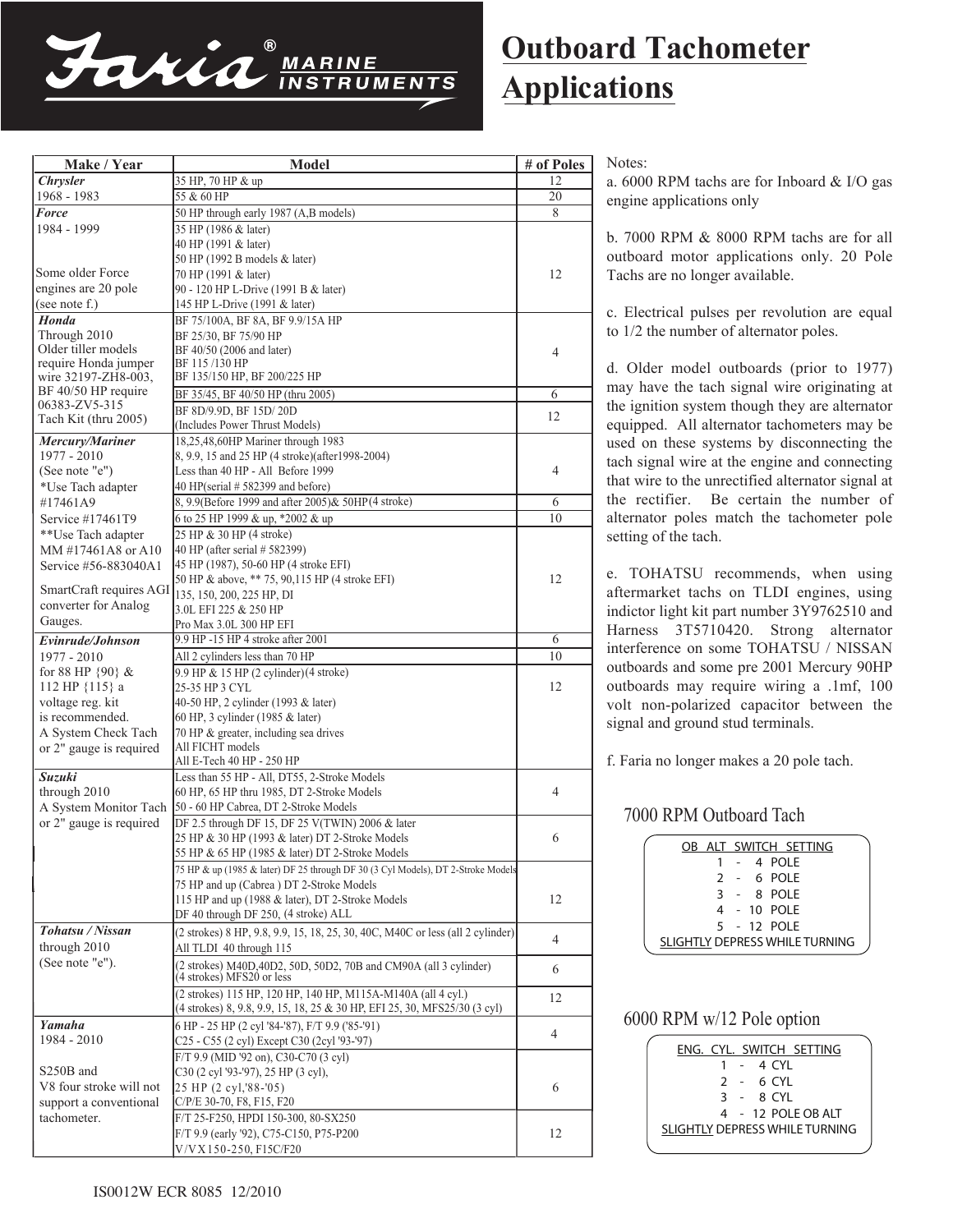# Faria® MARINE INSTRUMENTS

# Outboard Tachometer Applications

| Make / Year | Model | # of Poles |
|---|---|---|
| ***Chrysler*** | 35 HP, 70 HP & up | 12 |
| 1968 - 1983 | 55 & 60 HP | 20 |
| ***Force*** | 50 HP through early 1987 (A,B models) | 8 |
| 1984 - 1999<br>Some older Force engines are 20 pole (see note f.) | 35 HP (1986 & later)<br>40 HP (1991 & later)<br>50 HP (1992 B models & later)<br>70 HP (1991 & later)<br>90 - 120 HP L-Drive (1991 B & later)<br>145 HP L-Drive (1991 & later) | 12 |
| ***Honda***<br>Through 2010<br>Older tiller models require Honda jumper wire 32197-ZH8-003,<br>BF 40/50 HP require 06383-ZV5-315 Tach Kit (thru 2005) | BF 75/100A, BF 8A, BF 9.9/15A HP<br>BF 25/30, BF 75/90 HP<br>BF 40/50 (2006 and later)<br>BF 115 /130 HP<br>BF 135/150 HP, BF 200/225 HP | 4 |
| | BF 35/45, BF 40/50 HP (thru 2005) | 6 |
| | BF 8D/9.9D, BF 15D/ 20D<br>(Includes Power Thrust Models) | 12 |
| ***Mercury/Mariner***<br>1977 - 2010<br>(See note "e")<br>*Use Tach adapter #17461A9<br>Service #17461T9<br>**Use Tach adapter MM #17461A8 or A10<br>Service #56-883040A1<br>SmartCraft requires AGI converter for Analog Gauges. | 18,25,48,60HP Mariner through 1983<br>8, 9.9, 15 and 25 HP (4 stroke)(after1998-2004)<br>Less than 40 HP - All Before 1999<br>40 HP(serial # 582399 and before) | 4 |
| | 8, 9.9(Before 1999 and after 2005)& 50HP(4 stroke) | 6 |
| | 6 to 25 HP 1999 & up, *2002 & up | 10 |
| | 25 HP & 30 HP (4 stroke)<br>40 HP (after serial # 582399)<br>45 HP (1987), 50-60 HP (4 stroke EFI)<br>50 HP & above, ** 75, 90,115 HP (4 stroke EFI)<br>135, 150, 200, 225 HP, DI<br>3.0L EFI 225 & 250 HP<br>Pro Max 3.0L 300 HP EFI | 12 |
| ***Evinrude/Johnson*** | 9.9 HP -15 HP 4 stroke after 2001 | 6 |
| 1977 - 2010<br>for 88 HP {90} & 112 HP {115} a voltage reg. kit is recommended.<br>A System Check Tach or 2" gauge is required | All 2 cylinders less than 70 HP | 10 |
| | 9.9 HP & 15 HP (2 cylinder)(4 stroke)<br>25-35 HP 3 CYL<br>40-50 HP, 2 cylinder (1993 & later)<br>60 HP, 3 cylinder (1985 & later)<br>70 HP & greater, including sea drives<br>All FICHT models<br>All E-Tech 40 HP - 250 HP | 12 |
| ***Suzuki***<br>through 2010<br>A System Monitor Tach or 2" gauge is required | Less than 55 HP - All, DT55, 2-Stroke Models<br>60 HP, 65 HP thru 1985, DT 2-Stroke Models<br>50 - 60 HP Cabrea, DT 2-Stroke Models | 4 |
| | DF 2.5 through DF 15, DF 25 V(TWIN) 2006 & later<br>25 HP & 30 HP (1993 & later) DT 2-Stroke Models<br>55 HP & 65 HP (1985 & later) DT 2-Stroke Models | 6 |
| | 75 HP & up (1985 & later) DF 25 through DF 30 (3 Cyl Models), DT 2-Stroke Models<br>75 HP and up (Cabrea ) DT 2-Stroke Models<br>115 HP and up (1988 & later), DT 2-Stroke Models<br>DF 40 through DF 250, (4 stroke) ALL | 12 |
| ***Tohatsu / Nissan***<br>through 2010<br>(See note "e"). | (2 strokes) 8 HP, 9.8, 9.9, 15, 18, 25, 30, 40C, M40C or less (all 2 cylinder)<br>All TLDI 40 through 115 | 4 |
| | (2 strokes) M40D,40D2, 50D, 50D2, 70B and CM90A (all 3 cylinder)<br>(4 strokes) MFS20 or less | 6 |
| | (2 strokes) 115 HP, 120 HP, 140 HP, M115A-M140A (all 4 cyl.)<br>(4 strokes) 8, 9.8, 9.9, 15, 18, 25 & 30 HP, EFI 25, 30, MFS25/30 (3 cyl) | 12 |
| ***Yamaha***<br>1984 - 2010<br>S250B and V8 four stroke will not support a conventional tachometer. | 6 HP - 25 HP (2 cyl '84-'87), F/T 9.9 ('85-'91)<br>C25 - C55 (2 cyl) Except C30 (2cyl '93-'97) | 4 |
| | F/T 9.9 (MID '92 on), C30-C70 (3 cyl)<br>C30 (2 cyl '93-'97), 25 HP (3 cyl),<br>25 HP (2 cyl,'88-'05)<br>C/P/E 30-70, F8, F15, F20 | 6 |
| | F/T 25-F250, HPDI 150-300, 80-SX250<br>F/T 9.9 (early '92), C75-C150, P75-P200<br>V/VX150-250, F15C/F20 | 12 |

Notes:

a. 6000 RPM tachs are for Inboard & I/O gas engine applications only

b. 7000 RPM & 8000 RPM tachs are for all outboard motor applications only. 20 Pole Tachs are no longer available.

c. Electrical pulses per revolution are equal to 1/2 the number of alternator poles.

d. Older model outboards (prior to 1977) may have the tach signal wire originating at the ignition system though they are alternator equipped. All alternator tachometers may be used on these systems by disconnecting the tach signal wire at the engine and connecting that wire to the unrectified alternator signal at the rectifier. Be certain the number of alternator poles match the tachometer pole setting of the tach.

e. TOHATSU recommends, when using aftermarket tachs on TLDI engines, using indictor light kit part number 3Y9762510 and Harness 3T5710420. Strong alternator interference on some TOHATSU / NISSAN outboards and some pre 2001 Mercury 90HP outboards may require wiring a .1mf, 100 volt non-polarized capacitor between the signal and ground stud terminals.

f. Faria no longer makes a 20 pole tach.

## 7000 RPM Outboard Tach

OB ALT SWITCH SETTING
1 - 4 POLE
2 - 6 POLE
3 - 8 POLE
4 - 10 POLE
5 - 12 POLE
SLIGHTLY DEPRESS WHILE TURNING

## 6000 RPM w/12 Pole option

ENG. CYL. SWITCH SETTING
1 - 4 CYL
2 - 6 CYL
3 - 8 CYL
4 - 12 POLE OB ALT
SLIGHTLY DEPRESS WHILE TURNING

IS0012W ECR 8085 12/2010